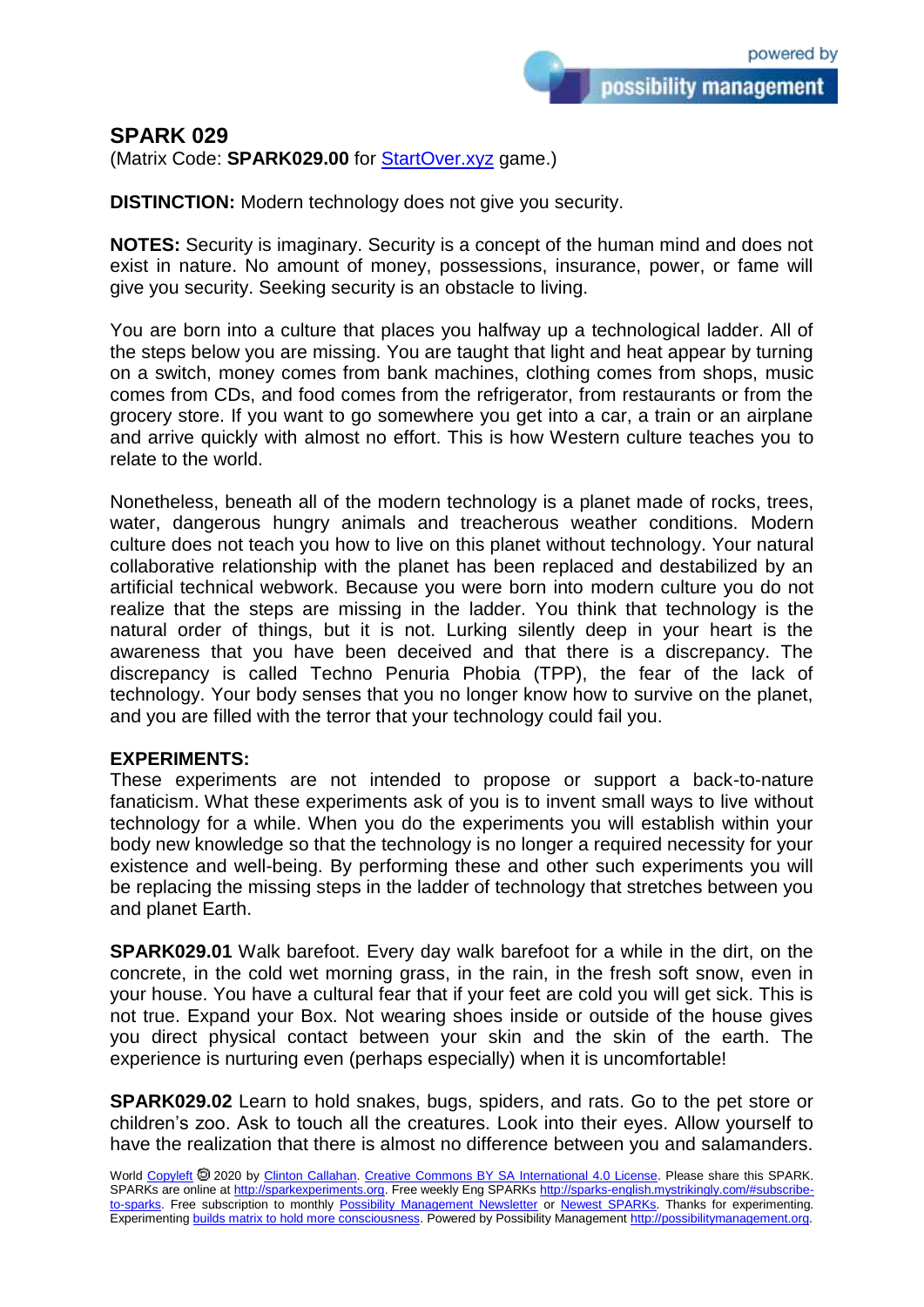## SPARK 029

(Matrix Code: **SPARK029.00** for StartOver.xyz game.)

**DISTINCTION:** Modern technology does not give you security.

**NOTES:** Security is imaginary. Security is a concept of the human mind and does not exist in nature. No amount of money, possessions, insurance, power, or fame will give you security. Seeking security is an obstacle to living.

You are born into a culture that places you halfway up a technological ladder. All of the steps below you are missing. You are taught that light and heat appear by turning on a switch, money comes from bank machines, clothing comes from shops, music comes from CDs, and food comes from the refrigerator, from restaurants or from the grocery store. If you want to go somewhere you get into a car, a train or an airplane and arrive quickly with almost no effort. This is how Western culture teaches you to relate to the world.

Nonetheless, beneath all of the modern technology is a planet made of rocks, trees, water, dangerous hungry animals and treacherous weather conditions. Modern culture does not teach you how to live on this planet without technology. Your natural collaborative relationship with the planet has been replaced and destabilized by an artificial technical webwork. Because you were born into modern culture you do not realize that the steps are missing in the ladder. You think that technology is the natural order of things, but it is not. Lurking silently deep in your heart is the awareness that you have been deceived and that there is a discrepancy. The discrepancy is called Techno Penuria Phobia (TPP), the fear of the lack of technology. Your body senses that you no longer know how to survive on the planet, and you are filled with the terror that your technology could fail you.

**EXPERIMENTS:**
These experiments are not intended to propose or support a back-to-nature fanaticism. What these experiments ask of you is to invent small ways to live without technology for a while. When you do the experiments you will establish within your body new knowledge so that the technology is no longer a required necessity for your existence and well-being. By performing these and other such experiments you will be replacing the missing steps in the ladder of technology that stretches between you and planet Earth.

**SPARK029.01** Walk barefoot. Every day walk barefoot for a while in the dirt, on the concrete, in the cold wet morning grass, in the rain, in the fresh soft snow, even in your house. You have a cultural fear that if your feet are cold you will get sick. This is not true. Expand your Box. Not wearing shoes inside or outside of the house gives you direct physical contact between your skin and the skin of the earth. The experience is nurturing even (perhaps especially) when it is uncomfortable!

**SPARK029.02** Learn to hold snakes, bugs, spiders, and rats. Go to the pet store or children's zoo. Ask to touch all the creatures. Look into their eyes. Allow yourself to have the realization that there is almost no difference between you and salamanders.

World Copyleft 2020 by Clinton Callahan. Creative Commons BY SA International 4.0 License. Please share this SPARK. SPARKs are online at http://sparkexperiments.org. Free weekly Eng SPARKs http://sparks-english.mystrikingly.com/#subscribe-to-sparks. Free subscription to monthly Possibility Management Newsletter or Newest SPARKs. Thanks for experimenting. Experimenting builds matrix to hold more consciousness. Powered by Possibility Management http://possibilitymanagement.org.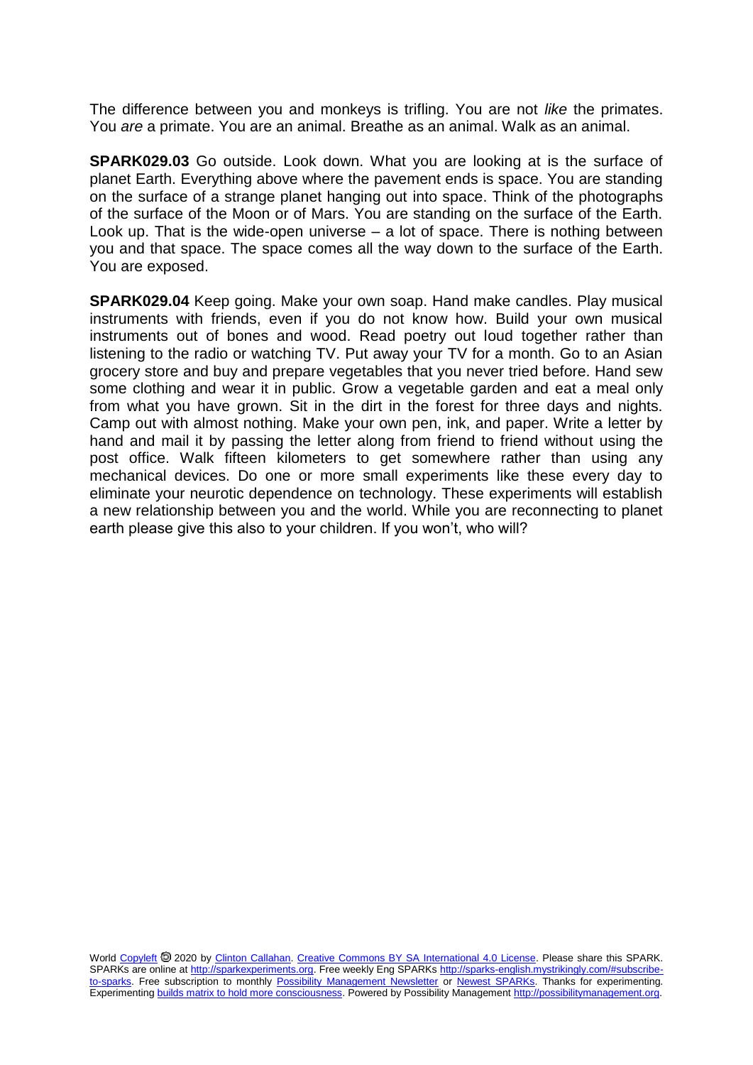The difference between you and monkeys is trifling. You are not *like* the primates. You *are* a primate. You are an animal. Breathe as an animal. Walk as an animal.

**SPARK029.03** Go outside. Look down. What you are looking at is the surface of planet Earth. Everything above where the pavement ends is space. You are standing on the surface of a strange planet hanging out into space. Think of the photographs of the surface of the Moon or of Mars. You are standing on the surface of the Earth. Look up. That is the wide-open universe – a lot of space. There is nothing between you and that space. The space comes all the way down to the surface of the Earth. You are exposed.

**SPARK029.04** Keep going. Make your own soap. Hand make candles. Play musical instruments with friends, even if you do not know how. Build your own musical instruments out of bones and wood. Read poetry out loud together rather than listening to the radio or watching TV. Put away your TV for a month. Go to an Asian grocery store and buy and prepare vegetables that you never tried before. Hand sew some clothing and wear it in public. Grow a vegetable garden and eat a meal only from what you have grown. Sit in the dirt in the forest for three days and nights. Camp out with almost nothing. Make your own pen, ink, and paper. Write a letter by hand and mail it by passing the letter along from friend to friend without using the post office. Walk fifteen kilometers to get somewhere rather than using any mechanical devices. Do one or more small experiments like these every day to eliminate your neurotic dependence on technology. These experiments will establish a new relationship between you and the world. While you are reconnecting to planet earth please give this also to your children. If you won't, who will?